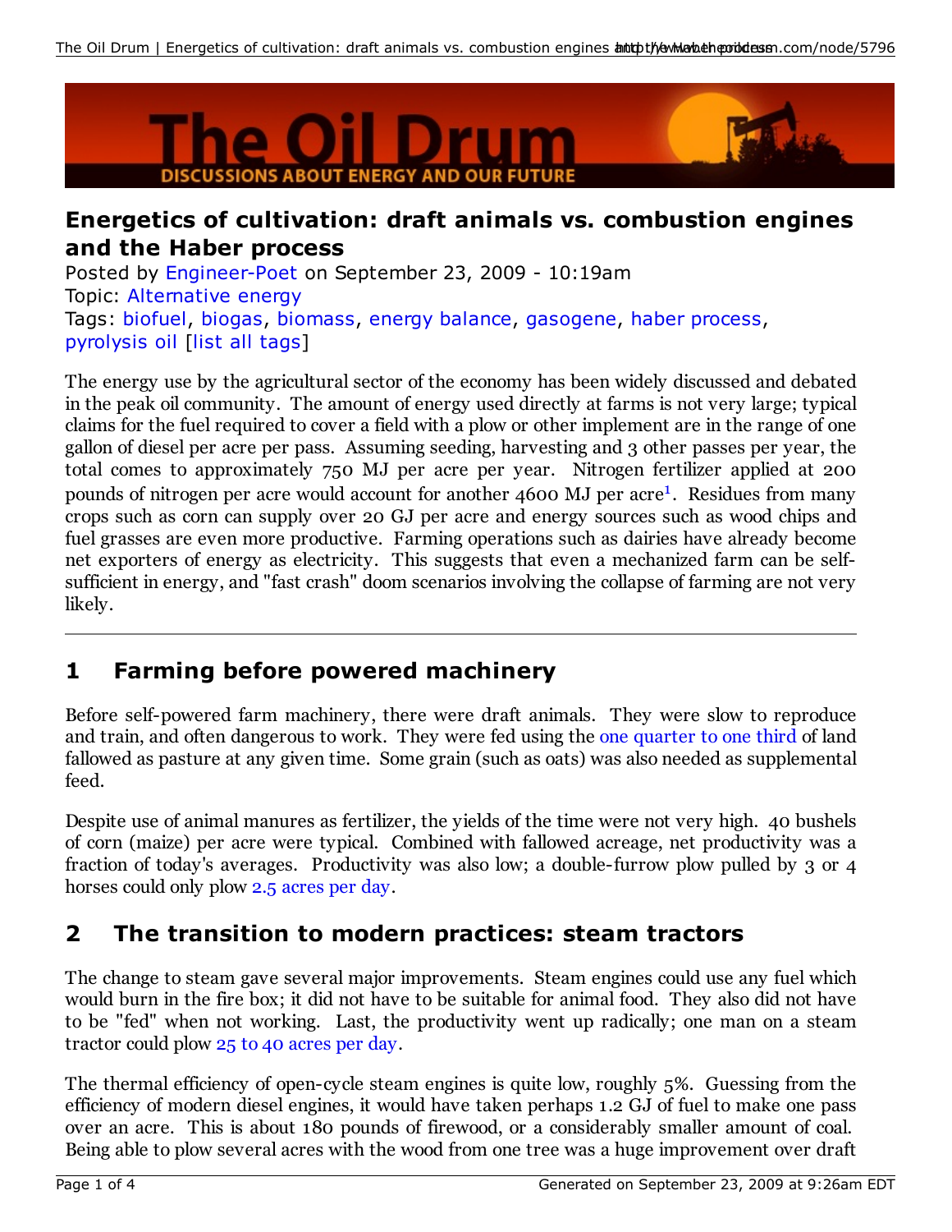# Energetics of cultivation: draft animals vs. combustion engines and the Haber process

Posted by Engineer-Poet on September 23, 2009 - 10:19am
Topic: Alternative energy
Tags: biofuel, biogas, biomass, energy balance, gasogene, haber process, pyrolysis oil [list all tags]

The energy use by the agricultural sector of the economy has been widely discussed and debated in the peak oil community. The amount of energy used directly at farms is not very large; typical claims for the fuel required to cover a field with a plow or other implement are in the range of one gallon of diesel per acre per pass. Assuming seeding, harvesting and 3 other passes per year, the total comes to approximately 750 MJ per acre per year. Nitrogen fertilizer applied at 200 pounds of nitrogen per acre would account for another 4600 MJ per acre[1]. Residues from many crops such as corn can supply over 20 GJ per acre and energy sources such as wood chips and fuel grasses are even more productive. Farming operations such as dairies have already become net exporters of energy as electricity. This suggests that even a mechanized farm can be self-sufficient in energy, and "fast crash" doom scenarios involving the collapse of farming are not very likely.

---

## 1 Farming before powered machinery

Before self-powered farm machinery, there were draft animals. They were slow to reproduce and train, and often dangerous to work. They were fed using the one quarter to one third of land fallowed as pasture at any given time. Some grain (such as oats) was also needed as supplemental feed.

Despite use of animal manures as fertilizer, the yields of the time were not very high. 40 bushels of corn (maize) per acre were typical. Combined with fallowed acreage, net productivity was a fraction of today's averages. Productivity was also low; a double-furrow plow pulled by 3 or 4 horses could only plow 2.5 acres per day.

## 2 The transition to modern practices: steam tractors

The change to steam gave several major improvements. Steam engines could use any fuel which would burn in the fire box; it did not have to be suitable for animal food. They also did not have to be "fed" when not working. Last, the productivity went up radically; one man on a steam tractor could plow 25 to 40 acres per day.

The thermal efficiency of open-cycle steam engines is quite low, roughly 5%. Guessing from the efficiency of modern diesel engines, it would have taken perhaps 1.2 GJ of fuel to make one pass over an acre. This is about 180 pounds of firewood, or a considerably smaller amount of coal. Being able to plow several acres with the wood from one tree was a huge improvement over draft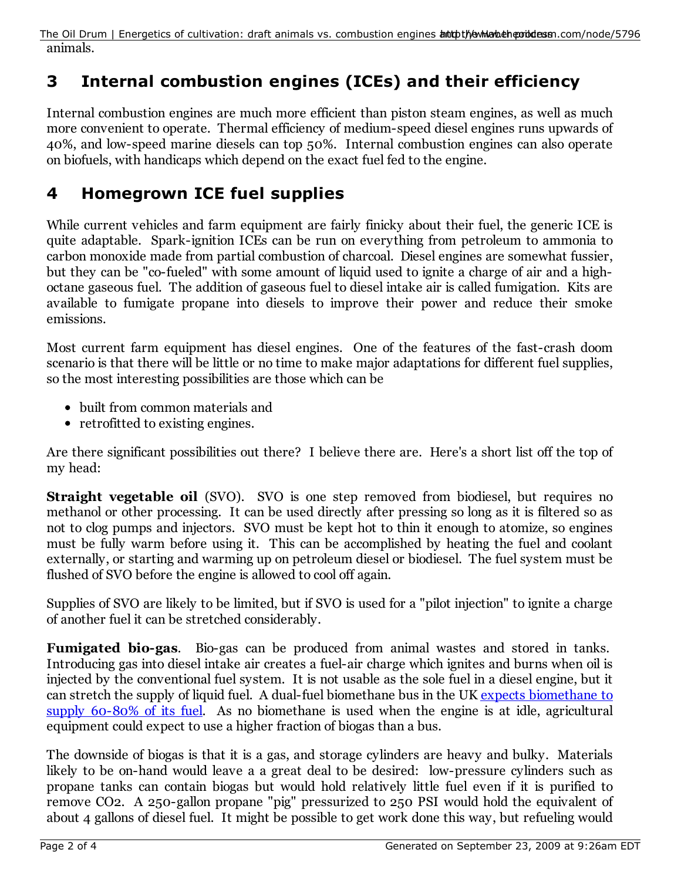animals.

## 3 Internal combustion engines (ICEs) and their efficiency

Internal combustion engines are much more efficient than piston steam engines, as well as much more convenient to operate. Thermal efficiency of medium-speed diesel engines runs upwards of 40%, and low-speed marine diesels can top 50%. Internal combustion engines can also operate on biofuels, with handicaps which depend on the exact fuel fed to the engine.

## 4 Homegrown ICE fuel supplies

While current vehicles and farm equipment are fairly finicky about their fuel, the generic ICE is quite adaptable. Spark-ignition ICEs can be run on everything from petroleum to ammonia to carbon monoxide made from partial combustion of charcoal. Diesel engines are somewhat fussier, but they can be "co-fueled" with some amount of liquid used to ignite a charge of air and a high-octane gaseous fuel. The addition of gaseous fuel to diesel intake air is called fumigation. Kits are available to fumigate propane into diesels to improve their power and reduce their smoke emissions.

Most current farm equipment has diesel engines. One of the features of the fast-crash doom scenario is that there will be little or no time to make major adaptations for different fuel supplies, so the most interesting possibilities are those which can be

- built from common materials and
- retrofitted to existing engines.

Are there significant possibilities out there? I believe there are. Here's a short list off the top of my head:

**Straight vegetable oil** (SVO). SVO is one step removed from biodiesel, but requires no methanol or other processing. It can be used directly after pressing so long as it is filtered so as not to clog pumps and injectors. SVO must be kept hot to thin it enough to atomize, so engines must be fully warm before using it. This can be accomplished by heating the fuel and coolant externally, or starting and warming up on petroleum diesel or biodiesel. The fuel system must be flushed of SVO before the engine is allowed to cool off again.

Supplies of SVO are likely to be limited, but if SVO is used for a "pilot injection" to ignite a charge of another fuel it can be stretched considerably.

**Fumigated bio-gas**. Bio-gas can be produced from animal wastes and stored in tanks. Introducing gas into diesel intake air creates a fuel-air charge which ignites and burns when oil is injected by the conventional fuel system. It is not usable as the sole fuel in a diesel engine, but it can stretch the supply of liquid fuel. A dual-fuel biomethane bus in the UK expects biomethane to supply 60-80% of its fuel. As no biomethane is used when the engine is at idle, agricultural equipment could expect to use a higher fraction of biogas than a bus.

The downside of biogas is that it is a gas, and storage cylinders are heavy and bulky. Materials likely to be on-hand would leave a a great deal to be desired: low-pressure cylinders such as propane tanks can contain biogas but would hold relatively little fuel even if it is purified to remove $CO_2$. A 250-gallon propane "pig" pressurized to 250 PSI would hold the equivalent of about 4 gallons of diesel fuel. It might be possible to get work done this way, but refueling would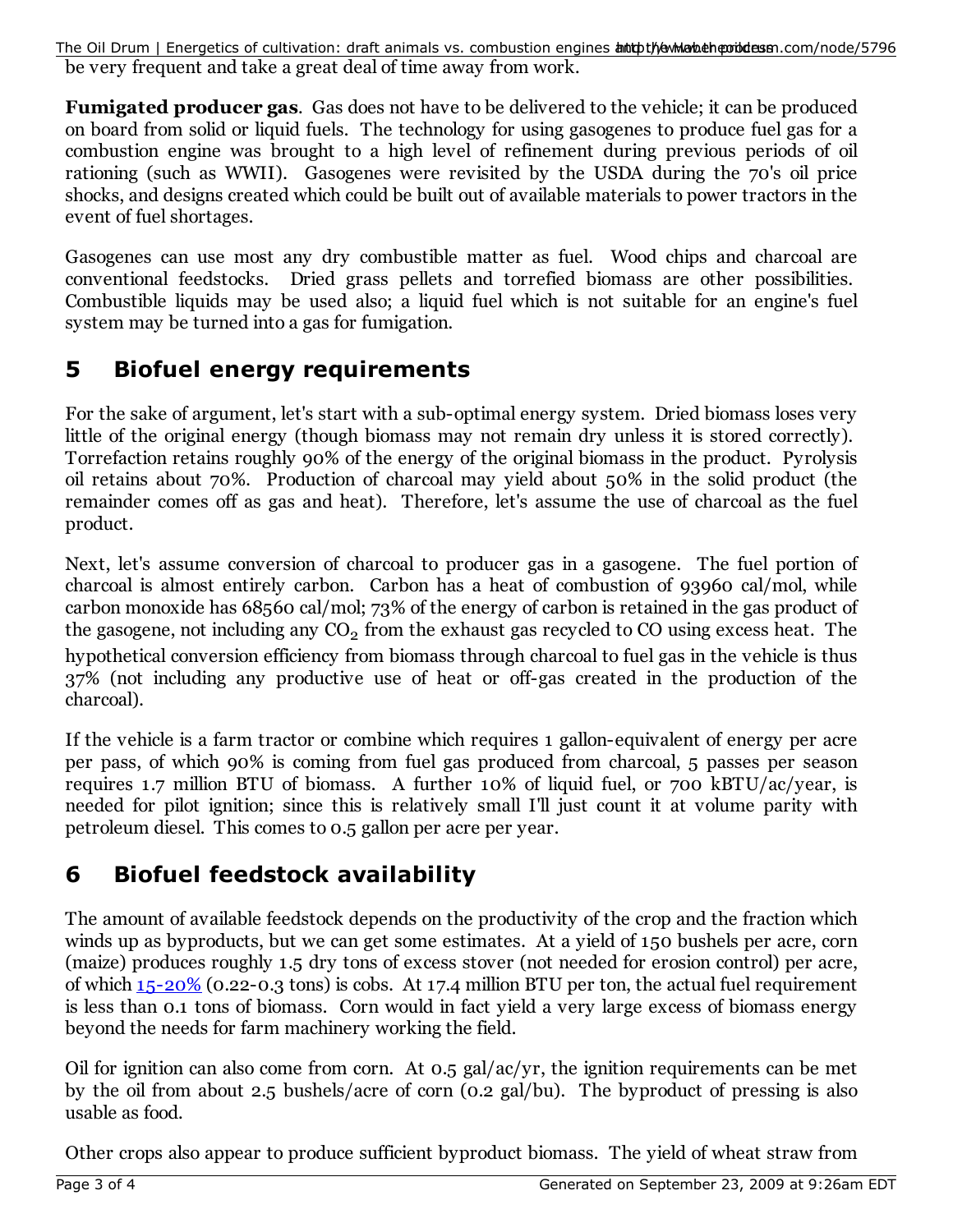be very frequent and take a great deal of time away from work.

**Fumigated producer gas**. Gas does not have to be delivered to the vehicle; it can be produced on board from solid or liquid fuels. The technology for using gasogenes to produce fuel gas for a combustion engine was brought to a high level of refinement during previous periods of oil rationing (such as WWII). Gasogenes were revisited by the USDA during the 70's oil price shocks, and designs created which could be built out of available materials to power tractors in the event of fuel shortages.

Gasogenes can use most any dry combustible matter as fuel. Wood chips and charcoal are conventional feedstocks. Dried grass pellets and torrefied biomass are other possibilities. Combustible liquids may be used also; a liquid fuel which is not suitable for an engine's fuel system may be turned into a gas for fumigation.

## 5 Biofuel energy requirements

For the sake of argument, let's start with a sub-optimal energy system. Dried biomass loses very little of the original energy (though biomass may not remain dry unless it is stored correctly). Torrefaction retains roughly 90% of the energy of the original biomass in the product. Pyrolysis oil retains about 70%. Production of charcoal may yield about 50% in the solid product (the remainder comes off as gas and heat). Therefore, let's assume the use of charcoal as the fuel product.

Next, let's assume conversion of charcoal to producer gas in a gasogene. The fuel portion of charcoal is almost entirely carbon. Carbon has a heat of combustion of 93960 cal/mol, while carbon monoxide has 68560 cal/mol; 73% of the energy of carbon is retained in the gas product of the gasogene, not including any $CO_2$ from the exhaust gas recycled to CO using excess heat. The hypothetical conversion efficiency from biomass through charcoal to fuel gas in the vehicle is thus 37% (not including any productive use of heat or off-gas created in the production of the charcoal).

If the vehicle is a farm tractor or combine which requires 1 gallon-equivalent of energy per acre per pass, of which 90% is coming from fuel gas produced from charcoal, 5 passes per season requires 1.7 million BTU of biomass. A further 10% of liquid fuel, or 700 kBTU/ac/year, is needed for pilot ignition; since this is relatively small I'll just count it at volume parity with petroleum diesel. This comes to 0.5 gallon per acre per year.

## 6 Biofuel feedstock availability

The amount of available feedstock depends on the productivity of the crop and the fraction which winds up as byproducts, but we can get some estimates. At a yield of 150 bushels per acre, corn (maize) produces roughly 1.5 dry tons of excess stover (not needed for erosion control) per acre, of which 15-20% (0.22-0.3 tons) is cobs. At 17.4 million BTU per ton, the actual fuel requirement is less than 0.1 tons of biomass. Corn would in fact yield a very large excess of biomass energy beyond the needs for farm machinery working the field.

Oil for ignition can also come from corn. At 0.5 gal/ac/yr, the ignition requirements can be met by the oil from about 2.5 bushels/acre of corn (0.2 gal/bu). The byproduct of pressing is also usable as food.

Other crops also appear to produce sufficient byproduct biomass. The yield of wheat straw from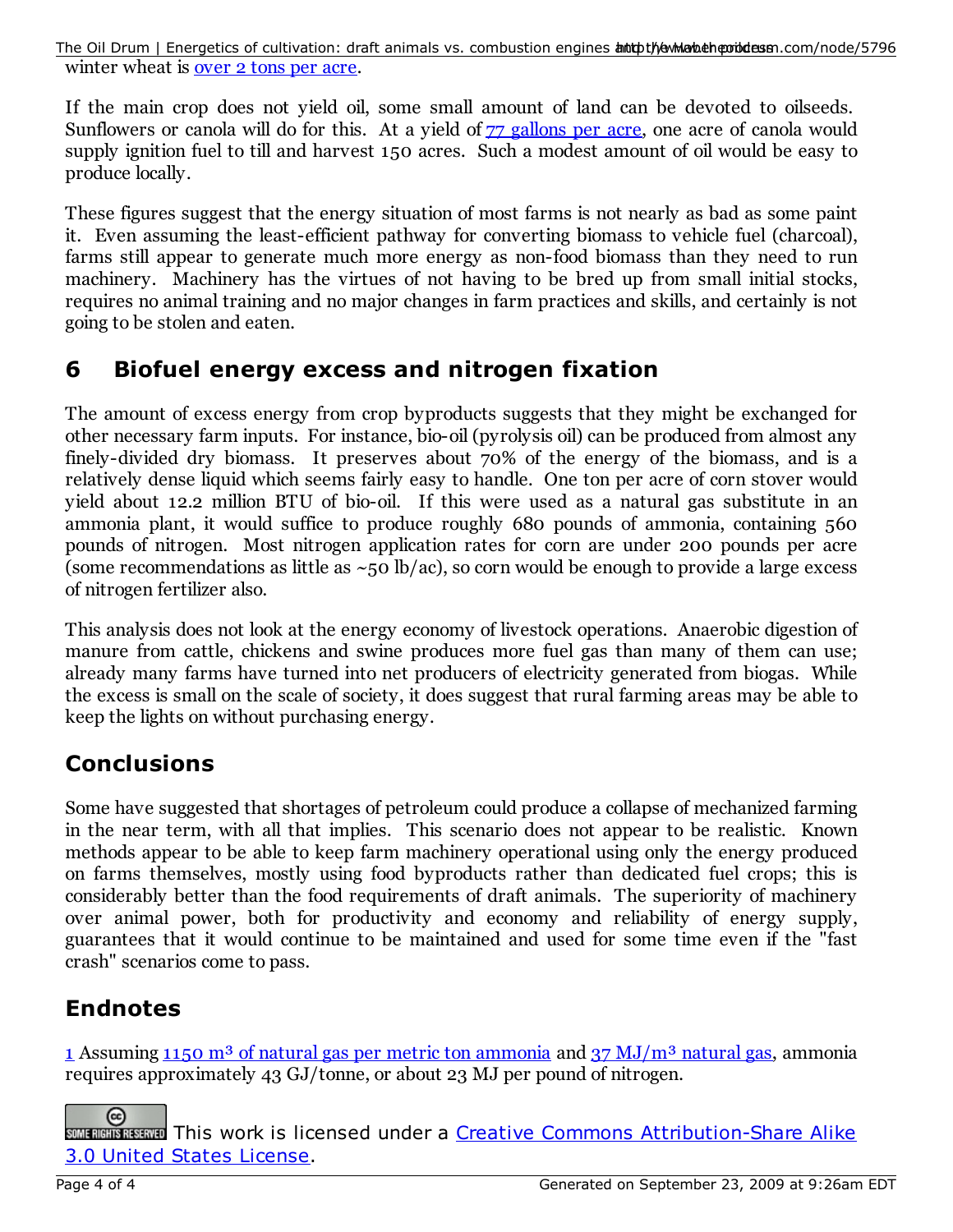winter wheat is over 2 tons per acre.

If the main crop does not yield oil, some small amount of land can be devoted to oilseeds. Sunflowers or canola will do for this. At a yield of 77 gallons per acre, one acre of canola would supply ignition fuel to till and harvest 150 acres. Such a modest amount of oil would be easy to produce locally.

These figures suggest that the energy situation of most farms is not nearly as bad as some paint it. Even assuming the least-efficient pathway for converting biomass to vehicle fuel (charcoal), farms still appear to generate much more energy as non-food biomass than they need to run machinery. Machinery has the virtues of not having to be bred up from small initial stocks, requires no animal training and no major changes in farm practices and skills, and certainly is not going to be stolen and eaten.

## 6 Biofuel energy excess and nitrogen fixation

The amount of excess energy from crop byproducts suggests that they might be exchanged for other necessary farm inputs. For instance, bio-oil (pyrolysis oil) can be produced from almost any finely-divided dry biomass. It preserves about 70% of the energy of the biomass, and is a relatively dense liquid which seems fairly easy to handle. One ton per acre of corn stover would yield about 12.2 million BTU of bio-oil. If this were used as a natural gas substitute in an ammonia plant, it would suffice to produce roughly 680 pounds of ammonia, containing 560 pounds of nitrogen. Most nitrogen application rates for corn are under 200 pounds per acre (some recommendations as little as ~50 lb/ac), so corn would be enough to provide a large excess of nitrogen fertilizer also.

This analysis does not look at the energy economy of livestock operations. Anaerobic digestion of manure from cattle, chickens and swine produces more fuel gas than many of them can use; already many farms have turned into net producers of electricity generated from biogas. While the excess is small on the scale of society, it does suggest that rural farming areas may be able to keep the lights on without purchasing energy.

## Conclusions

Some have suggested that shortages of petroleum could produce a collapse of mechanized farming in the near term, with all that implies. This scenario does not appear to be realistic. Known methods appear to be able to keep farm machinery operational using only the energy produced on farms themselves, mostly using food byproducts rather than dedicated fuel crops; this is considerably better than the food requirements of draft animals. The superiority of machinery over animal power, both for productivity and economy and reliability of energy supply, guarantees that it would continue to be maintained and used for some time even if the "fast crash" scenarios come to pass.

## Endnotes

1 Assuming 1150 $m^3$ of natural gas per metric ton ammonia and 37 $MJ/m^3$ natural gas, ammonia requires approximately 43 GJ/tonne, or about 23 MJ per pound of nitrogen.

This work is licensed under a Creative Commons Attribution-Share Alike 3.0 United States License.